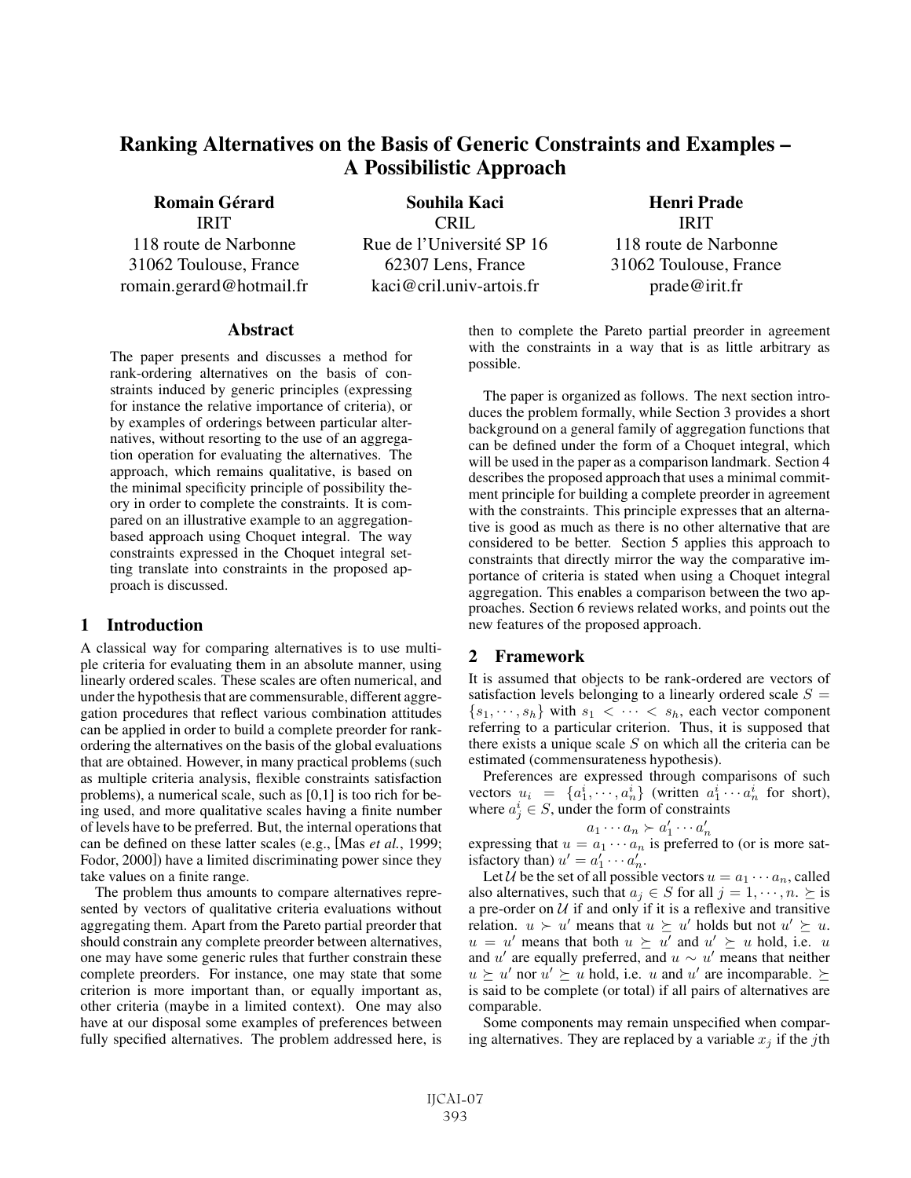# Ranking Alternatives on the Basis of Generic Constraints and Examples – A Possibilistic Approach

**Romain Gérard**
IRIT
118 route de Narbonne
31062 Toulouse, France
romain.gerard@hotmail.fr

**Souhila Kaci**
CRIL
Rue de l'Université SP 16
62307 Lens, France
kaci@cril.univ-artois.fr

**Henri Prade**
IRIT
118 route de Narbonne
31062 Toulouse, France
prade@irit.fr

## Abstract

The paper presents and discusses a method for rank-ordering alternatives on the basis of constraints induced by generic principles (expressing for instance the relative importance of criteria), or by examples of orderings between particular alternatives, without resorting to the use of an aggregation operation for evaluating the alternatives. The approach, which remains qualitative, is based on the minimal specificity principle of possibility theory in order to complete the constraints. It is compared on an illustrative example to an aggregation-based approach using Choquet integral. The way constraints expressed in the Choquet integral setting translate into constraints in the proposed approach is discussed.

## 1 Introduction

A classical way for comparing alternatives is to use multiple criteria for evaluating them in an absolute manner, using linearly ordered scales. These scales are often numerical, and under the hypothesis that are commensurable, different aggregation procedures that reflect various combination attitudes can be applied in order to build a complete preorder for rank-ordering the alternatives on the basis of the global evaluations that are obtained. However, in many practical problems (such as multiple criteria analysis, flexible constraints satisfaction problems), a numerical scale, such as [0,1] is too rich for being used, and more qualitative scales having a finite number of levels have to be preferred. But, the internal operations that can be defined on these latter scales (e.g., [Mas *et al.*, 1999; Fodor, 2000]) have a limited discriminating power since they take values on a finite range.

The problem thus amounts to compare alternatives represented by vectors of qualitative criteria evaluations without aggregating them. Apart from the Pareto partial preorder that should constrain any complete preorder between alternatives, one may have some generic rules that further constrain these complete preorders. For instance, one may state that some criterion is more important than, or equally important as, other criteria (maybe in a limited context). One may also have at our disposal some examples of preferences between fully specified alternatives. The problem addressed here, is then to complete the Pareto partial preorder in agreement with the constraints in a way that is as little arbitrary as possible.

The paper is organized as follows. The next section introduces the problem formally, while Section 3 provides a short background on a general family of aggregation functions that can be defined under the form of a Choquet integral, which will be used in the paper as a comparison landmark. Section 4 describes the proposed approach that uses a minimal commitment principle for building a complete preorder in agreement with the constraints. This principle expresses that an alternative is good as much as there is no other alternative that are considered to be better. Section 5 applies this approach to constraints that directly mirror the way the comparative importance of criteria is stated when using a Choquet integral aggregation. This enables a comparison between the two approaches. Section 6 reviews related works, and points out the new features of the proposed approach.

## 2 Framework

It is assumed that objects to be rank-ordered are vectors of satisfaction levels belonging to a linearly ordered scale $S = \{s_1, \cdots, s_h\}$ with $s_1 < \cdots < s_h$, each vector component referring to a particular criterion. Thus, it is supposed that there exists a unique scale $S$ on which all the criteria can be estimated (commensurateness hypothesis).

Preferences are expressed through comparisons of such vectors $u_i = \{a_1^i, \cdots, a_n^i\}$ (written $a_1^i \cdots a_n^i$ for short), where $a_j^i \in S$, under the form of constraints

$$a_1 \cdots a_n \succ a'_1 \cdots a'_n$$

expressing that $u = a_1 \cdots a_n$ is preferred to (or is more satisfactory than) $u' = a'_1 \cdots a'_n$.

Let $\mathcal{U}$ be the set of all possible vectors $u = a_1 \cdots a_n$, called also alternatives, such that $a_j \in S$ for all $j = 1, \cdots, n$. $\succeq$ is a pre-order on $\mathcal{U}$ if and only if it is a reflexive and transitive relation. $u \succ u'$ means that $u \succeq u'$ holds but not $u' \succeq u$. $u = u'$ means that both $u \succeq u'$ and $u' \succeq u$ hold, i.e. $u$ and $u'$ are equally preferred, and $u \sim u'$ means that neither $u \succeq u'$ nor $u' \succeq u$ hold, i.e. $u$ and $u'$ are incomparable. $\succeq$ is said to be complete (or total) if all pairs of alternatives are comparable.

Some components may remain unspecified when comparing alternatives. They are replaced by a variable $x_j$ if the $j$th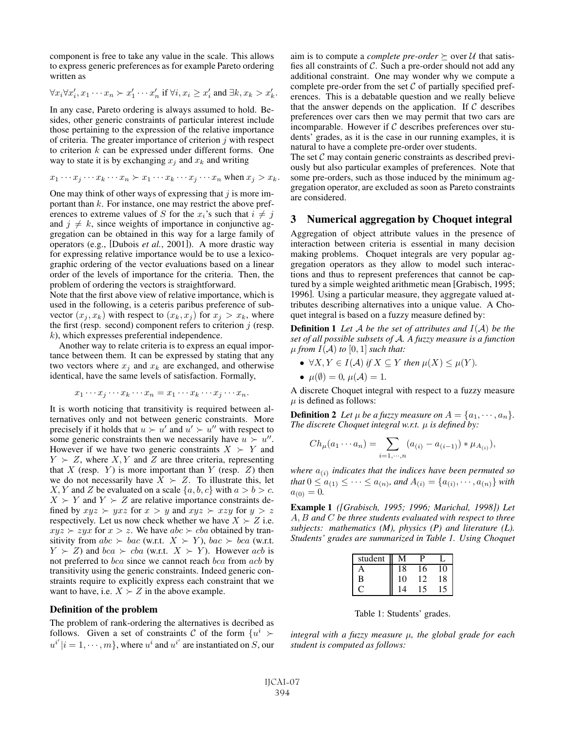component is free to take any value in the scale. This allows to express generic preferences as for example Pareto ordering written as

$$\forall x_i \forall x_i', x_1 \cdots x_n \succ x_1' \cdots x_n' \text{ if } \forall i, x_i \geq x_i' \text{ and } \exists k, x_k > x_k'.$$

In any case, Pareto ordering is always assumed to hold. Besides, other generic constraints of particular interest include those pertaining to the expression of the relative importance of criteria. The greater importance of criterion $j$ with respect to criterion $k$ can be expressed under different forms. One way to state it is by exchanging $x_j$ and $x_k$ and writing

$$x_1 \cdots x_j \cdots x_k \cdots x_n \succ x_1 \cdots x_k \cdots x_j \cdots x_n \text{ when } x_j > x_k.$$

One may think of other ways of expressing that $j$ is more important than $k$. For instance, one may restrict the above preferences to extreme values of $S$ for the $x_i$'s such that $i \neq j$ and $j \neq k$, since weights of importance in conjunctive aggregation can be obtained in this way for a large family of operators (e.g., [Dubois *et al.*, 2001]). A more drastic way for expressing relative importance would be to use a lexicographic ordering of the vector evaluations based on a linear order of the levels of importance for the criteria. Then, the problem of ordering the vectors is straightforward.

Note that the first above view of relative importance, which is used in the following, is a ceteris paribus preference of subvector $(x_j, x_k)$ with respect to $(x_k, x_j)$ for $x_j > x_k$, where the first (resp. second) component refers to criterion $j$ (resp. $k$), which expresses preferential independence.

Another way to relate criteria is to express an equal importance between them. It can be expressed by stating that any two vectors where $x_j$ and $x_k$ are exchanged, and otherwise identical, have the same levels of satisfaction. Formally,

$$x_1 \cdots x_j \cdots x_k \cdots x_n = x_1 \cdots x_k \cdots x_j \cdots x_n.$$

It is worth noticing that transitivity is required between alternatives only and not between generic constraints. More precisely if it holds that $u \succ u'$ and $u' \succ u''$ with respect to some generic constraints then we necessarily have $u \succ u''$. However if we have two generic constraints $X \succ Y$ and $Y \succ Z$, where $X, Y$ and $Z$ are three criteria, representing that $X$ (resp. $Y$) is more important than $Y$ (resp. $Z$) then we do not necessarily have $X \succ Z$. To illustrate this, let $X, Y$ and $Z$ be evaluated on a scale $\{a, b, c\}$ with $a > b > c$. $X \succ Y$ and $Y \succ Z$ are relative importance constraints defined by $xyz \succ yxz$ for $x > y$ and $xyz \succ xzy$ for $y > z$ respectively. Let us now check whether we have $X \succ Z$ i.e. $xyz \succ zyx$ for $x > z$. We have $abc \succ cba$ obtained by transitivity from $abc \succ bac$ (w.r.t. $X \succ Y$), $bac \succ bca$ (w.r.t. $Y \succ Z$) and $bca \succ cba$ (w.r.t. $X \succ Y$). However $acb$ is not preferred to $bca$ since we cannot reach $bca$ from $acb$ by transitivity using the generic constraints. Indeed generic constraints require to explicitly express each constraint that we want to have, i.e. $X \succ Z$ in the above example.

### Definition of the problem

The problem of rank-ordering the alternatives is decribed as follows. Given a set of constraints $\mathcal{C}$ of the form $\{u^i \succ u^{i'} | i = 1, \cdots, m\}$, where $u^i$ and $u^{i'}$ are instantiated on $S$, our aim is to compute a *complete pre-order* $\succeq$ over $\mathcal{U}$ that satisfies all constraints of $\mathcal{C}$. Such a pre-order should not add any additional constraint. One may wonder why we compute a complete pre-order from the set $\mathcal{C}$ of partially specified preferences. This is a debatable question and we really believe that the answer depends on the application. If $\mathcal{C}$ describes preferences over cars then we may permit that two cars are incomparable. However if $\mathcal{C}$ describes preferences over students' grades, as it is the case in our running examples, it is natural to have a complete pre-order over students.

The set $\mathcal{C}$ may contain generic constraints as described previously but also particular examples of preferences. Note that some pre-orders, such as those induced by the minimum aggregation operator, are excluded as soon as Pareto constraints are considered.

## 3 Numerical aggregation by Choquet integral

Aggregation of object attribute values in the presence of interaction between criteria is essential in many decision making problems. Choquet integrals are very popular aggregation operators as they allow to model such interactions and thus to represent preferences that cannot be captured by a simple weighted arithmetic mean [Grabisch, 1995; 1996]. Using a particular measure, they aggregate valued attributes describing alternatives into a unique value. A Choquet integral is based on a fuzzy measure defined by:

**Definition 1** *Let $\mathcal{A}$ be the set of attributes and $I(\mathcal{A})$ be the set of all possible subsets of $\mathcal{A}$. A fuzzy measure is a function $\mu$ from $I(\mathcal{A})$ to $[0, 1]$ such that:*

- $\forall X, Y \in I(\mathcal{A})$ *if* $X \subseteq Y$ *then* $\mu(X) \leq \mu(Y)$.
- $\mu(\emptyset) = 0$, $\mu(\mathcal{A}) = 1$.

A discrete Choquet integral with respect to a fuzzy measure $\mu$ is defined as follows:

**Definition 2** *Let $\mu$ be a fuzzy measure on $A = \{a_1, \cdots, a_n\}$. The discrete Choquet integral w.r.t. $\mu$ is defined by:*

$$Ch_\mu(a_1 \cdots a_n) = \sum_{i=1,\cdots,n} (a_{(i)} - a_{(i-1)}) * \mu_{A_{(i)}}),$$

*where $a_{(i)}$ indicates that the indices have been permuted so that $0 \leq a_{(1)} \leq \cdots \leq a_{(n)}$, and $A_{(i)} = \{a_{(i)}, \cdots, a_{(n)}\}$ with $a_{(0)} = 0$.*

**Example 1** *([Grabisch, 1995; 1996; Marichal, 1998]) Let $A, B$ and $C$ be three students evaluated with respect to three subjects: mathematics (M), physics (P) and literature (L). Students' grades are summarized in Table 1. Using Choquet integral with a fuzzy measure $\mu$, the global grade for each student is computed as follows:*

| student | M | P | L |
|---|---|---|---|
| A | 18 | 16 | 10 |
| B | 10 | 12 | 18 |
| C | 14 | 15 | 15 |

Table 1: Students' grades.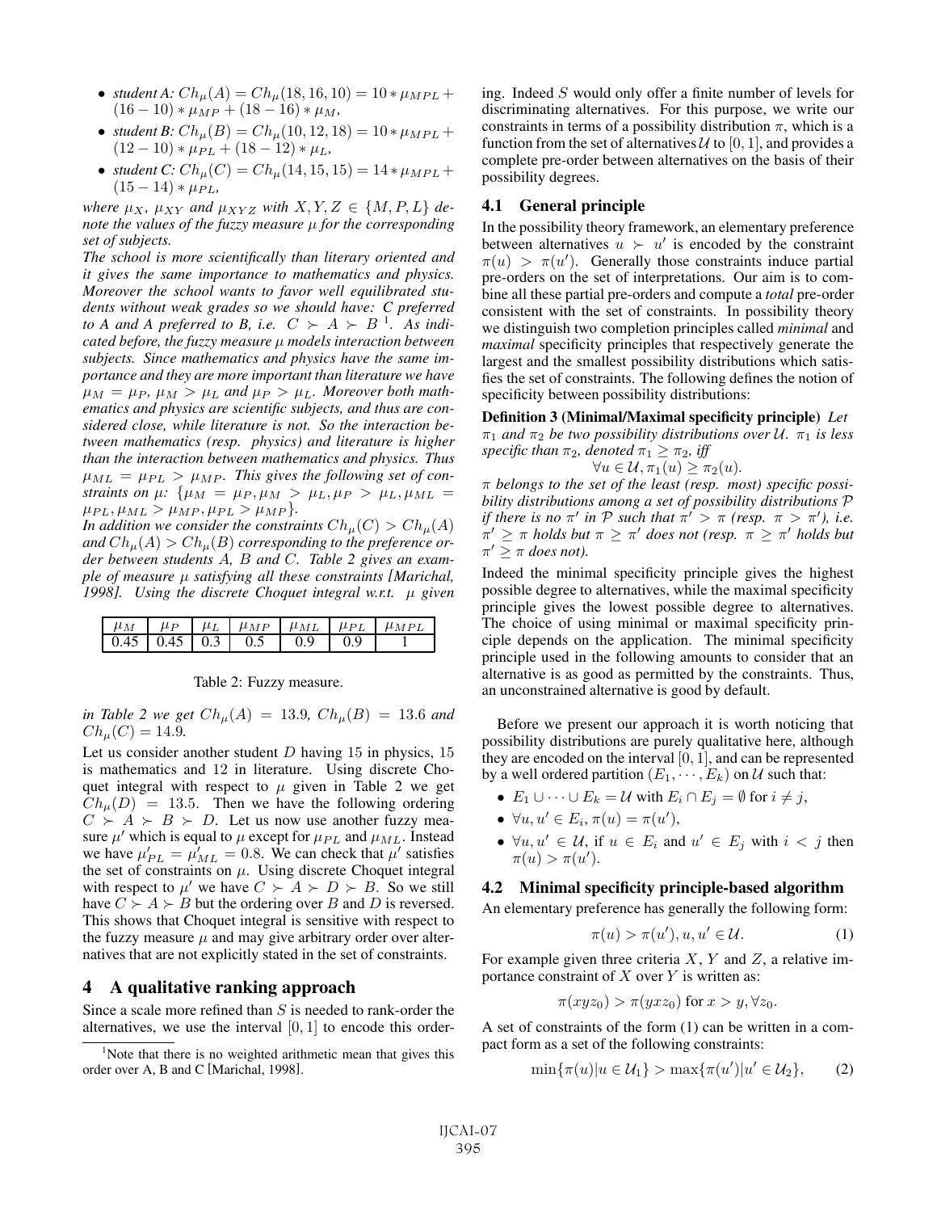- *student A:* $Ch_\mu(A) = Ch_\mu(18, 16, 10) = 10 * \mu_{MPL} + (16 - 10) * \mu_{MP} + (18 - 16) * \mu_M$,
- *student B:* $Ch_\mu(B) = Ch_\mu(10, 12, 18) = 10 * \mu_{MPL} + (12 - 10) * \mu_{PL} + (18 - 12) * \mu_L$,
- *student C:* $Ch_\mu(C) = Ch_\mu(14, 15, 15) = 14 * \mu_{MPL} + (15 - 14) * \mu_{PL}$,

*where $\mu_X$, $\mu_{XY}$ and $\mu_{XYZ}$ with $X, Y, Z \in \{M, P, L\}$ denote the values of the fuzzy measure $\mu$ for the corresponding set of subjects.*

*The school is more scientifically than literary oriented and it gives the same importance to mathematics and physics. Moreover the school wants to favor well equilibrated students without weak grades so we should have: C preferred to A and A preferred to B, i.e. $C \succ A \succ B$* [1]*. As indicated before, the fuzzy measure $\mu$ models interaction between subjects. Since mathematics and physics have the same importance and they are more important than literature we have $\mu_M = \mu_P$, $\mu_M > \mu_L$ and $\mu_P > \mu_L$. Moreover both mathematics and physics are scientific subjects, and thus are considered close, while literature is not. So the interaction between mathematics (resp. physics) and literature is higher than the interaction between mathematics and physics. Thus $\mu_{ML} = \mu_{PL} > \mu_{MP}$. This gives the following set of constraints on $\mu$: $\{\mu_M = \mu_P, \mu_M > \mu_L, \mu_P > \mu_L, \mu_{ML} = \mu_{PL}, \mu_{ML} > \mu_{MP}, \mu_{PL} > \mu_{MP}\}$.*

*In addition we consider the constraints $Ch_\mu(C) > Ch_\mu(A)$ and $Ch_\mu(A) > Ch_\mu(B)$ corresponding to the preference order between students A, B and C. Table 2 gives an example of measure $\mu$ satisfying all these constraints [Marichal, 1998]. Using the discrete Choquet integral w.r.t. $\mu$ given in Table 2 we get $Ch_\mu(A) = 13.9$, $Ch_\mu(B) = 13.6$ and $Ch_\mu(C) = 14.9$.*

| $\mu_M$ | $\mu_P$ | $\mu_L$ | $\mu_{MP}$ | $\mu_{ML}$ | $\mu_{PL}$ | $\mu_{MPL}$ |
|---|---|---|---|---|---|---|
| 0.45 | 0.45 | 0.3 | 0.5 | 0.9 | 0.9 | 1 |

Table 2: Fuzzy measure.

Let us consider another student $D$ having 15 in physics, 15 is mathematics and 12 in literature. Using discrete Choquet integral with respect to $\mu$ given in Table 2 we get $Ch_\mu(D) = 13.5$. Then we have the following ordering $C \succ A \succ B \succ D$. Let us now use another fuzzy measure $\mu'$ which is equal to $\mu$ except for $\mu_{PL}$ and $\mu_{ML}$. Instead we have $\mu'_{PL} = \mu'_{ML} = 0.8$. We can check that $\mu'$ satisfies the set of constraints on $\mu$. Using discrete Choquet integral with respect to $\mu'$ we have $C \succ A \succ D \succ B$. So we still have $C \succ A \succ B$ but the ordering over $B$ and $D$ is reversed. This shows that Choquet integral is sensitive with respect to the fuzzy measure $\mu$ and may give arbitrary order over alternatives that are not explicitly stated in the set of constraints.

## 4 A qualitative ranking approach

Since a scale more refined than $S$ is needed to rank-order the alternatives, we use the interval $[0, 1]$ to encode this ordering. Indeed $S$ would only offer a finite number of levels for discriminating alternatives. For this purpose, we write our constraints in terms of a possibility distribution $\pi$, which is a function from the set of alternatives $\mathcal{U}$ to $[0, 1]$, and provides a complete pre-order between alternatives on the basis of their possibility degrees.

### 4.1 General principle

In the possibility theory framework, an elementary preference between alternatives $u \succ u'$ is encoded by the constraint $\pi(u) > \pi(u')$. Generally those constraints induce partial pre-orders on the set of interpretations. Our aim is to combine all these partial pre-orders and compute a *total* pre-order consistent with the set of constraints. In possibility theory we distinguish two completion principles called *minimal* and *maximal* specificity principles that respectively generate the largest and the smallest possibility distributions which satisfies the set of constraints. The following defines the notion of specificity between possibility distributions:

**Definition 3 (Minimal/Maximal specificity principle)** *Let $\pi_1$ and $\pi_2$ be two possibility distributions over $\mathcal{U}$. $\pi_1$ is less specific than $\pi_2$, denoted $\pi_1 \geq \pi_2$, iff*

$$\forall u \in \mathcal{U}, \pi_1(u) \geq \pi_2(u).$$

*$\pi$ belongs to the set of the least (resp. most) specific possibility distributions among a set of possibility distributions $\mathcal{P}$ if there is no $\pi'$ in $\mathcal{P}$ such that $\pi' > \pi$ (resp. $\pi > \pi'$), i.e. $\pi' \geq \pi$ holds but $\pi \geq \pi'$ does not (resp. $\pi \geq \pi'$ holds but $\pi' \geq \pi$ does not).*

Indeed the minimal specificity principle gives the highest possible degree to alternatives, while the maximal specificity principle gives the lowest possible degree to alternatives. The choice of using minimal or maximal specificity principle depends on the application. The minimal specificity principle used in the following amounts to consider that an alternative is as good as permitted by the constraints. Thus, an unconstrained alternative is good by default.

Before we present our approach it is worth noticing that possibility distributions are purely qualitative here, although they are encoded on the interval $[0, 1]$, and can be represented by a well ordered partition $(E_1, \cdots, E_k)$ on $\mathcal{U}$ such that:

- $E_1 \cup \cdots \cup E_k = \mathcal{U}$ with $E_i \cap E_j = \emptyset$ for $i \neq j$,
- $\forall u, u' \in E_i, \pi(u) = \pi(u')$,
- $\forall u, u' \in \mathcal{U}$, if $u \in E_i$ and $u' \in E_j$ with $i < j$ then $\pi(u) > \pi(u')$.

### 4.2 Minimal specificity principle-based algorithm

An elementary preference has generally the following form:

$$\pi(u) > \pi(u'), u, u' \in \mathcal{U}. \tag{1}$$

For example given three criteria $X$, $Y$ and $Z$, a relative importance constraint of $X$ over $Y$ is written as:

$$\pi(xyz_0) > \pi(yxz_0) \text{ for } x > y, \forall z_0.$$

A set of constraints of the form (1) can be written in a compact form as a set of the following constraints:

$$\min\{\pi(u) | u \in \mathcal{U}_1\} > \max\{\pi(u') | u' \in \mathcal{U}_2\}, \tag{2}$$

[1] Note that there is no weighted arithmetic mean that gives this order over A, B and C [Marichal, 1998].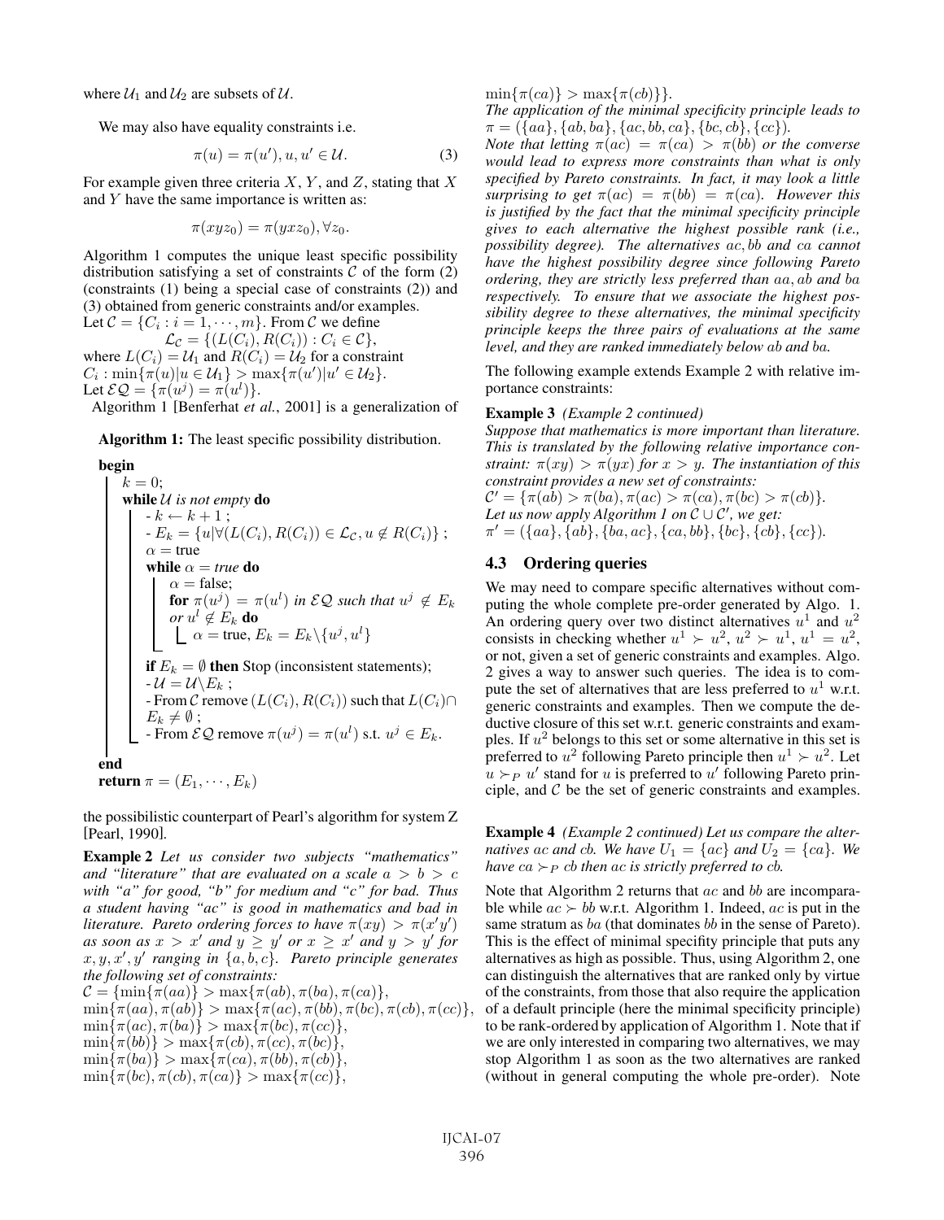where $\mathcal{U}_1$ and $\mathcal{U}_2$ are subsets of $\mathcal{U}$.

We may also have equality constraints i.e.

$$\pi(u) = \pi(u'), u, u' \in \mathcal{U}. \tag{3}$$

For example given three criteria $X$, $Y$, and $Z$, stating that $X$ and $Y$ have the same importance is written as:

$$\pi(xyz_0) = \pi(yxz_0), \forall z_0.$$

Algorithm 1 computes the unique least specific possibility distribution satisfying a set of constraints $\mathcal{C}$ of the form (2) (constraints (1) being a special case of constraints (2)) and (3) obtained from generic constraints and/or examples.

Let $\mathcal{C} = \{C_i : i = 1, \cdots, m\}$. From $\mathcal{C}$ we define

$$\mathcal{L}_{\mathcal{C}} = \{(L(C_i), R(C_i)) : C_i \in \mathcal{C}\},$$

where $L(C_i) = \mathcal{U}_1$ and $R(C_i) = \mathcal{U}_2$ for a constraint $C_i : \min\{\pi(u) | u \in \mathcal{U}_1\} > \max\{\pi(u') | u' \in \mathcal{U}_2\}$.

Let $\mathcal{EQ} = \{\pi(u^j) = \pi(u^l)\}$.

Algorithm 1 [Benferhat *et al.*, 2001] is a generalization of

**Algorithm 1:** The least specific possibility distribution.

```
begin
    k = 0;
    while U is not empty do
        - k ← k + 1 ;
        - E_k = {u | ∀(L(C_i), R(C_i)) ∈ L_C, u ∉ R(C_i)} ;
        α = true
        while α = true do
            α = false;
            for π(u^j) = π(u^l) in EQ such that u^j ∉ E_k
            or u^l ∉ E_k do
                α = true, E_k = E_k \ {u^j, u^l}
        if E_k = ∅ then Stop (inconsistent statements);
        - U = U \ E_k ;
        - From C remove (L(C_i), R(C_i)) such that L(C_i) ∩
          E_k ≠ ∅ ;
        - From EQ remove π(u^j) = π(u^l) s.t. u^j ∈ E_k.
end
return π = (E_1, ··· , E_k)
```

the possibilistic counterpart of Pearl's algorithm for system Z [Pearl, 1990].

**Example 2** *Let us consider two subjects "mathematics" and "literature" that are evaluated on a scale $a > b > c$ with "a" for good, "b" for medium and "c" for bad. Thus a student having "ac" is good in mathematics and bad in literature. Pareto ordering forces to have $\pi(xy) > \pi(x'y')$ as soon as $x > x'$ and $y \geq y'$ or $x \geq x'$ and $y > y'$ for $x, y, x', y'$ ranging in $\{a, b, c\}$. Pareto principle generates the following set of constraints:*

$\mathcal{C} = \{\min\{\pi(aa)\} > \max\{\pi(ab), \pi(ba), \pi(ca)\},$
$\min\{\pi(aa), \pi(ab)\} > \max\{\pi(ac), \pi(bb), \pi(bc), \pi(cb), \pi(cc)\},$
$\min\{\pi(ac), \pi(ba)\} > \max\{\pi(bc), \pi(cc)\},$
$\min\{\pi(bb)\} > \max\{\pi(cb), \pi(cc), \pi(bc)\},$
$\min\{\pi(ba)\} > \max\{\pi(ca), \pi(bb), \pi(cb)\},$
$\min\{\pi(bc), \pi(cb), \pi(ca)\} > \max\{\pi(cc)\},$
$\min\{\pi(ca)\} > \max\{\pi(cb)\}\}.$

*The application of the minimal specificity principle leads to $\pi = (\{aa\}, \{ab, ba\}, \{ac, bb, ca\}, \{bc, cb\}, \{cc\})$.*

*Note that letting $\pi(ac) = \pi(ca) > \pi(bb)$ or the converse would lead to express more constraints than what is only specified by Pareto constraints. In fact, it may look a little surprising to get $\pi(ac) = \pi(bb) = \pi(ca)$. However this is justified by the fact that the minimal specificity principle gives to each alternative the highest possible rank (i.e., possibility degree). The alternatives $ac, bb$ and $ca$ cannot have the highest possibility degree since following Pareto ordering, they are strictly less preferred than $aa, ab$ and $ba$ respectively. To ensure that we associate the highest possibility degree to these alternatives, the minimal specificity principle keeps the three pairs of evaluations at the same level, and they are ranked immediately below $ab$ and $ba$.*

The following example extends Example 2 with relative importance constraints:

**Example 3** *(Example 2 continued)*
*Suppose that mathematics is more important than literature. This is translated by the following relative importance constraint: $\pi(xy) > \pi(yx)$ for $x > y$. The instantiation of this constraint provides a new set of constraints:*
$\mathcal{C}' = \{\pi(ab) > \pi(ba), \pi(ac) > \pi(ca), \pi(bc) > \pi(cb)\}.$
*Let us now apply Algorithm 1 on $\mathcal{C} \cup \mathcal{C}'$, we get:*
$\pi' = (\{aa\}, \{ab\}, \{ba, ac\}, \{ca, bb\}, \{bc\}, \{cb\}, \{cc\}).$

## 4.3 Ordering queries

We may need to compare specific alternatives without computing the whole complete pre-order generated by Algo. 1. An ordering query over two distinct alternatives $u^1$ and $u^2$ consists in checking whether $u^1 \succ u^2$, $u^2 \succ u^1$, $u^1 = u^2$, or not, given a set of generic constraints and examples. Algo. 2 gives a way to answer such queries. The idea is to compute the set of alternatives that are less preferred to $u^1$ w.r.t. generic constraints and examples. Then we compute the deductive closure of this set w.r.t. generic constraints and examples. If $u^2$ belongs to this set or some alternative in this set is preferred to $u^2$ following Pareto principle then $u^1 \succ u^2$. Let $u \succ_P u'$ stand for $u$ is preferred to $u'$ following Pareto principle, and $\mathcal{C}$ be the set of generic constraints and examples.

**Example 4** *(Example 2 continued) Let us compare the alternatives $ac$ and $cb$. We have $U_1 = \{ac\}$ and $U_2 = \{ca\}$. We have $ca \succ_P cb$ then $ac$ is strictly preferred to $cb$.*

Note that Algorithm 2 returns that $ac$ and $bb$ are incomparable while $ac \succ bb$ w.r.t. Algorithm 1. Indeed, $ac$ is put in the same stratum as $ba$ (that dominates $bb$ in the sense of Pareto). This is the effect of minimal specifity principle that puts any alternatives as high as possible. Thus, using Algorithm 2, one can distinguish the alternatives that are ranked only by virtue of the constraints, from those that also require the application of a default principle (here the minimal specificity principle) to be rank-ordered by application of Algorithm 1. Note that if we are only interested in comparing two alternatives, we may stop Algorithm 1 as soon as the two alternatives are ranked (without in general computing the whole pre-order). Note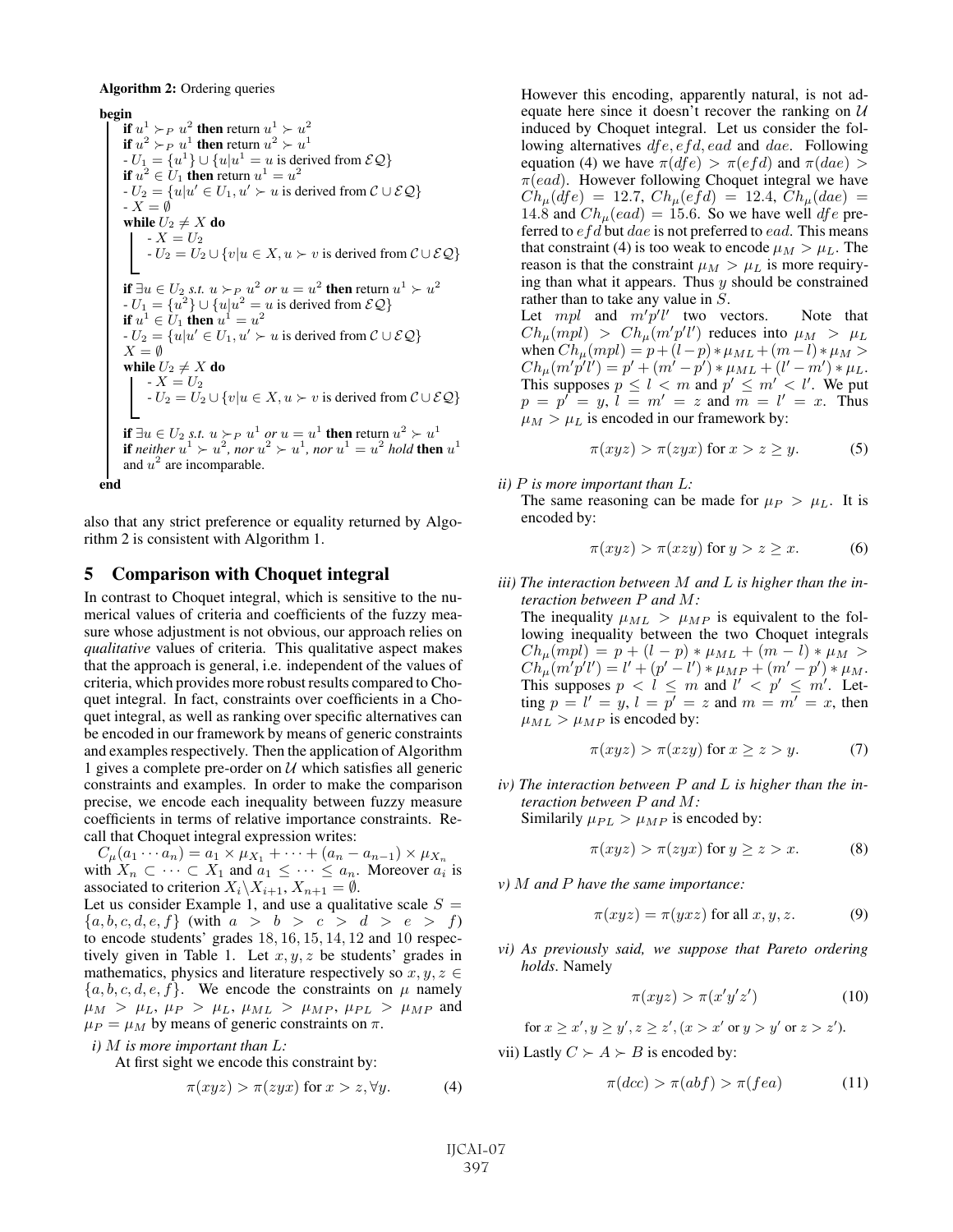**Algorithm 2:** Ordering queries

**begin**
- **if** $u^1 \succ_P u^2$ **then** return $u^1 \succ u^2$
- **if** $u^2 \succ_P u^1$ **then** return $u^2 \succ u^1$
- $U_1 = \{u^1\} \cup \{u | u^1 = u$ is derived from $\mathcal{EQ}\}$
- **if** $u^2 \in U_1$ **then** return $u^1 = u^2$
- $U_2 = \{u | u' \in U_1, u' \succ u$ is derived from $\mathcal{C} \cup \mathcal{EQ}\}$
- $X = \emptyset$
- **while** $U_2 \neq X$ **do**
  - $X = U_2$
  - $U_2 = U_2 \cup \{v | u \in X, u \succ v$ is derived from $\mathcal{C} \cup \mathcal{EQ}\}$
- **if** $\exists u \in U_2$ *s.t.* $u \succ_P u^2$ *or* $u = u^2$ **then** return $u^1 \succ u^2$
- $U_1 = \{u^2\} \cup \{u | u^2 = u$ is derived from $\mathcal{EQ}\}$
- **if** $u^1 \in U_1$ **then** $u^1 = u^2$
- $U_2 = \{u | u' \in U_1, u' \succ u$ is derived from $\mathcal{C} \cup \mathcal{EQ}\}$
- $X = \emptyset$
- **while** $U_2 \neq X$ **do**
  - $X = U_2$
  - $U_2 = U_2 \cup \{v | u \in X, u \succ v$ is derived from $\mathcal{C} \cup \mathcal{EQ}\}$
- **if** $\exists u \in U_2$ *s.t.* $u \succ_P u^1$ *or* $u = u^1$ **then** return $u^2 \succ u^1$
- **if** *neither* $u^1 \succ u^2$*, nor* $u^2 \succ u^1$*, nor* $u^1 = u^2$ *hold* **then** $u^1$ and $u^2$ are incomparable.

**end**

also that any strict preference or equality returned by Algorithm 2 is consistent with Algorithm 1.

## 5 Comparison with Choquet integral

In contrast to Choquet integral, which is sensitive to the numerical values of criteria and coefficients of the fuzzy measure whose adjustment is not obvious, our approach relies on *qualitative* values of criteria. This qualitative aspect makes that the approach is general, i.e. independent of the values of criteria, which provides more robust results compared to Choquet integral. In fact, constraints over coefficients in a Choquet integral, as well as ranking over specific alternatives can be encoded in our framework by means of generic constraints and examples respectively. Then the application of Algorithm 1 gives a complete pre-order on $\mathcal{U}$ which satisfies all generic constraints and examples. In order to make the comparison precise, we encode each inequality between fuzzy measure coefficients in terms of relative importance constraints. Recall that Choquet integral expression writes:

$C_\mu(a_1 \cdots a_n) = a_1 \times \mu_{X_1} + \cdots + (a_n - a_{n-1}) \times \mu_{X_n}$ with $X_n \subset \cdots \subset X_1$ and $a_1 \leq \cdots \leq a_n$. Moreover $a_i$ is associated to criterion $X_i \backslash X_{i+1}, X_{n+1} = \emptyset$.

Let us consider Example 1, and use a qualitative scale $S = \{a, b, c, d, e, f\}$ (with $a > b > c > d > e > f$) to encode students' grades 18, 16, 15, 14, 12 and 10 respectively given in Table 1. Let $x, y, z$ be students' grades in mathematics, physics and literature respectively so $x, y, z \in \{a, b, c, d, e, f\}$. We encode the constraints on $\mu$ namely $\mu_M > \mu_L$, $\mu_P > \mu_L$, $\mu_{ML} > \mu_{MP}$, $\mu_{PL} > \mu_{MP}$ and $\mu_P = \mu_M$ by means of generic constraints on $\pi$.

*i) $M$ is more important than $L$:*

At first sight we encode this constraint by:

$$\pi(xyz) > \pi(zyx) \text{ for } x > z, \forall y. \tag{4}$$

However this encoding, apparently natural, is not adequate here since it doesn't recover the ranking on $\mathcal{U}$ induced by Choquet integral. Let us consider the following alternatives $dfe, efd, ead$ and $dae$. Following equation (4) we have $\pi(dfe) > \pi(efd)$ and $\pi(dae) > \pi(ead)$. However following Choquet integral we have $Ch_\mu(dfe) = 12.7$, $Ch_\mu(efd) = 12.4$, $Ch_\mu(dae) = 14.8$ and $Ch_\mu(ead) = 15.6$. So we have well $dfe$ preferred to $efd$ but $dae$ is not preferred to $ead$. This means that constraint (4) is too weak to encode $\mu_M > \mu_L$. The reason is that the constraint $\mu_M > \mu_L$ is more requirying than what it appears. Thus $y$ should be constrained rather than to take any value in $S$.

Let $mpl$ and $m'p'l'$ two vectors. Note that $Ch_\mu(mpl) > Ch_\mu(m'p'l')$ reduces into $\mu_M > \mu_L$ when $Ch_\mu(mpl) = p + (l-p) * \mu_{ML} + (m-l) * \mu_M > Ch_\mu(m'p'l') = p' + (m'-p') * \mu_{ML} + (l'-m') * \mu_L$. This supposes $p \leq l < m$ and $p' \leq m' < l'$. We put $p = p' = y$, $l = m' = z$ and $m = l' = x$. Thus $\mu_M > \mu_L$ is encoded in our framework by:

$$\pi(xyz) > \pi(zyx) \text{ for } x > z \geq y. \tag{5}$$

*ii) $P$ is more important than $L$:*

The same reasoning can be made for $\mu_P > \mu_L$. It is encoded by:

$$\pi(xyz) > \pi(xzy) \text{ for } y > z \geq x. \tag{6}$$

*iii) The interaction between $M$ and $L$ is higher than the interaction between $P$ and $M$:*

The inequality $\mu_{ML} > \mu_{MP}$ is equivalent to the following inequality between the two Choquet integrals $Ch_\mu(mpl) = p + (l-p) * \mu_{ML} + (m-l) * \mu_M > Ch_\mu(m'p'l') = l' + (p'-l') * \mu_{MP} + (m'-p') * \mu_M$. This supposes $p < l \leq m$ and $l' < p' \leq m'$. Letting $p = l' = y$, $l = p' = z$ and $m = m' = x$, then $\mu_{ML} > \mu_{MP}$ is encoded by:

$$\pi(xyz) > \pi(xzy) \text{ for } x \geq z > y. \tag{7}$$

*iv) The interaction between $P$ and $L$ is higher than the interaction between $P$ and $M$:*

Similarly $\mu_{PL} > \mu_{MP}$ is encoded by:

$$\pi(xyz) > \pi(zyx) \text{ for } y \geq z > x. \tag{8}$$

*v) $M$ and $P$ have the same importance:*

$$\pi(xyz) = \pi(yxz) \text{ for all } x, y, z. \tag{9}$$

*vi) As previously said, we suppose that Pareto ordering holds.* Namely

$$\pi(xyz) > \pi(x'y'z') \tag{10}$$

for $x \geq x', y \geq y', z \geq z', (x > x'$ or $y > y'$ or $z > z')$.

vii) Lastly $C \succ A \succ B$ is encoded by:

$$\pi(dcc) > \pi(abf) > \pi(fea) \tag{11}$$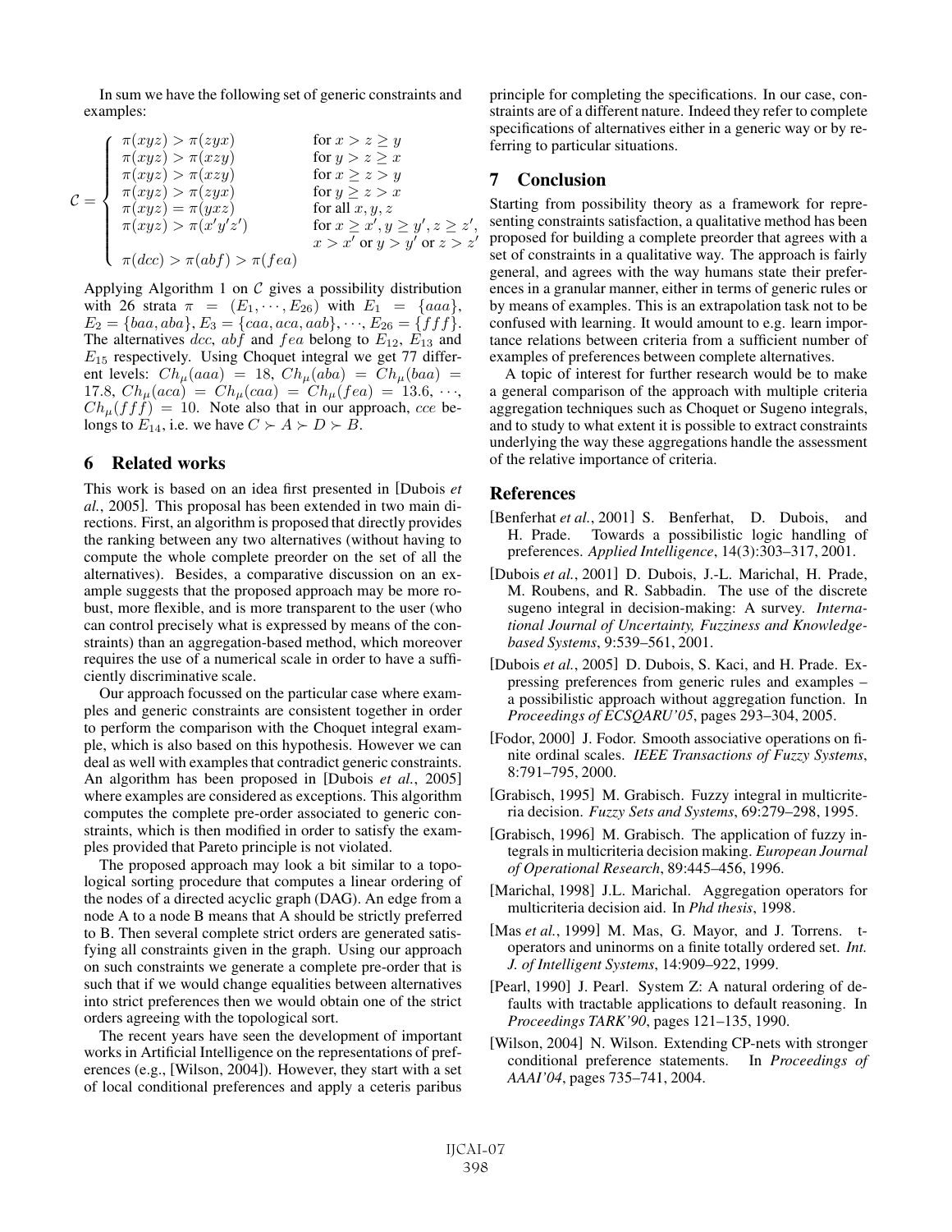In sum we have the following set of generic constraints and examples:

$$
\mathcal{C} = \begin{cases}
\pi(xyz) > \pi(zyx) & \text{for } x > z \geq y \\
\pi(xyz) > \pi(xzy) & \text{for } y > z \geq x \\
\pi(xyz) > \pi(xzy) & \text{for } x \geq z > y \\
\pi(xyz) > \pi(zyx) & \text{for } y \geq z > x \\
\pi(xyz) = \pi(yxz) & \text{for all } x, y, z \\
\pi(xyz) > \pi(x'y'z') & \text{for } x \geq x', y \geq y', z \geq z', \\
 & x > x' \text{ or } y > y' \text{ or } z > z' \\
\pi(dcc) > \pi(abf) > \pi(fea) &
\end{cases}
$$

Applying Algorithm 1 on $\mathcal{C}$ gives a possibility distribution with 26 strata $\pi = (E_1, \cdots, E_{26})$ with $E_1 = \{aaa\}$, $E_2 = \{baa, aba\}, E_3 = \{caa, aca, aab\}, \cdots, E_{26} = \{fff\}$. The alternatives $dcc$, $abf$ and $fea$ belong to $E_{12}$, $E_{13}$ and $E_{15}$ respectively. Using Choquet integral we get 77 different levels: $Ch_\mu(aaa) = 18$, $Ch_\mu(aba) = Ch_\mu(baa) = 17.8$, $Ch_\mu(aca) = Ch_\mu(caa) = Ch_\mu(fea) = 13.6, \cdots$, $Ch_\mu(fff) = 10$. Note also that in our approach, $cce$ belongs to $E_{14}$, i.e. we have $C \succ A \succ D \succ B$.

## 6 Related works

This work is based on an idea first presented in [Dubois *et al.*, 2005]. This proposal has been extended in two main directions. First, an algorithm is proposed that directly provides the ranking between any two alternatives (without having to compute the whole complete preorder on the set of all the alternatives). Besides, a comparative discussion on an example suggests that the proposed approach may be more robust, more flexible, and is more transparent to the user (who can control precisely what is expressed by means of the constraints) than an aggregation-based method, which moreover requires the use of a numerical scale in order to have a sufficiently discriminative scale.

Our approach focussed on the particular case where examples and generic constraints are consistent together in order to perform the comparison with the Choquet integral example, which is also based on this hypothesis. However we can deal as well with examples that contradict generic constraints. An algorithm has been proposed in [Dubois *et al.*, 2005] where examples are considered as exceptions. This algorithm computes the complete pre-order associated to generic constraints, which is then modified in order to satisfy the examples provided that Pareto principle is not violated.

The proposed approach may look a bit similar to a topological sorting procedure that computes a linear ordering of the nodes of a directed acyclic graph (DAG). An edge from a node A to a node B means that A should be strictly preferred to B. Then several complete strict orders are generated satisfying all constraints given in the graph. Using our approach on such constraints we generate a complete pre-order that is such that if we would change equalities between alternatives into strict preferences then we would obtain one of the strict orders agreeing with the topological sort.

The recent years have seen the development of important works in Artificial Intelligence on the representations of preferences (e.g., [Wilson, 2004]). However, they start with a set of local conditional preferences and apply a ceteris paribus principle for completing the specifications. In our case, constraints are of a different nature. Indeed they refer to complete specifications of alternatives either in a generic way or by referring to particular situations.

## 7 Conclusion

Starting from possibility theory as a framework for representing constraints satisfaction, a qualitative method has been proposed for building a complete preorder that agrees with a set of constraints in a qualitative way. The approach is fairly general, and agrees with the way humans state their preferences in a granular manner, either in terms of generic rules or by means of examples. This is an extrapolation task not to be confused with learning. It would amount to e.g. learn importance relations between criteria from a sufficient number of examples of preferences between complete alternatives.

A topic of interest for further research would be to make a general comparison of the approach with multiple criteria aggregation techniques such as Choquet or Sugeno integrals, and to study to what extent it is possible to extract constraints underlying the way these aggregations handle the assessment of the relative importance of criteria.

## References

[Benferhat *et al.*, 2001] S. Benferhat, D. Dubois, and H. Prade. Towards a possibilistic logic handling of preferences. *Applied Intelligence*, 14(3):303–317, 2001.

[Dubois *et al.*, 2001] D. Dubois, J.-L. Marichal, H. Prade, M. Roubens, and R. Sabbadin. The use of the discrete sugeno integral in decision-making: A survey. *International Journal of Uncertainty, Fuzziness and Knowledge-based Systems*, 9:539–561, 2001.

[Dubois *et al.*, 2005] D. Dubois, S. Kaci, and H. Prade. Expressing preferences from generic rules and examples – a possibilistic approach without aggregation function. In *Proceedings of ECSQARU'05*, pages 293–304, 2005.

[Fodor, 2000] J. Fodor. Smooth associative operations on finite ordinal scales. *IEEE Transactions of Fuzzy Systems*, 8:791–795, 2000.

[Grabisch, 1995] M. Grabisch. Fuzzy integral in multicriteria decision. *Fuzzy Sets and Systems*, 69:279–298, 1995.

[Grabisch, 1996] M. Grabisch. The application of fuzzy integrals in multicriteria decision making. *European Journal of Operational Research*, 89:445–456, 1996.

[Marichal, 1998] J.L. Marichal. Aggregation operators for multicriteria decision aid. In *Phd thesis*, 1998.

[Mas *et al.*, 1999] M. Mas, G. Mayor, and J. Torrens. t-operators and uninorms on a finite totally ordered set. *Int. J. of Intelligent Systems*, 14:909–922, 1999.

[Pearl, 1990] J. Pearl. System Z: A natural ordering of defaults with tractable applications to default reasoning. In *Proceedings TARK'90*, pages 121–135, 1990.

[Wilson, 2004] N. Wilson. Extending CP-nets with stronger conditional preference statements. In *Proceedings of AAAI'04*, pages 735–741, 2004.